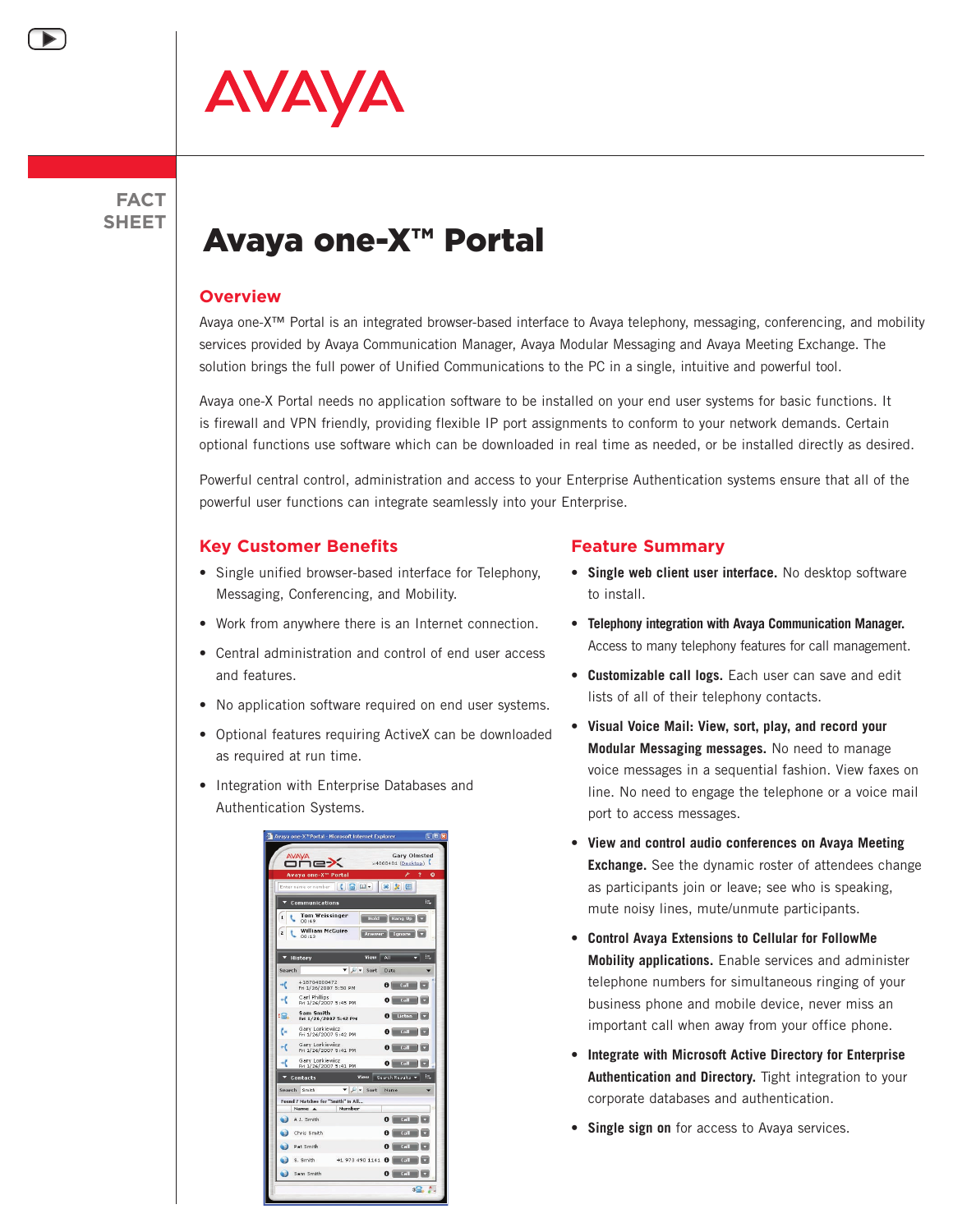AVAYA

FACT SHEET

# Avaya one-X™ Portal

## Overview

Avaya one-X™ Portal is an integrated browser-based interface to Avaya telephony, messaging, conferencing, and mobility services provided by Avaya Communication Manager, Avaya Modular Messaging and Avaya Meeting Exchange. The solution brings the full power of Unified Communications to the PC in a single, intuitive and powerful tool.

Avaya one-X Portal needs no application software to be installed on your end user systems for basic functions. It is firewall and VPN friendly, providing flexible IP port assignments to conform to your network demands. Certain optional functions use software which can be downloaded in real time as needed, or be installed directly as desired.

Powerful central control, administration and access to your Enterprise Authentication systems ensure that all of the powerful user functions can integrate seamlessly into your Enterprise.

## Key Customer Benefits

- Single unified browser-based interface for Telephony, Messaging, Conferencing, and Mobility.
- Work from anywhere there is an Internet connection.
- Central administration and control of end user access and features.
- No application software required on end user systems.
- Optional features requiring ActiveX can be downloaded as required at run time.
- Integration with Enterprise Databases and Authentication Systems.

## Feature Summary

- **Single web client user interface.** No desktop software to install.
- **Telephony integration with Avaya Communication Manager.** Access to many telephony features for call management.
- **Customizable call logs.** Each user can save and edit lists of all of their telephony contacts.
- **Visual Voice Mail: View, sort, play, and record your Modular Messaging messages.** No need to manage voice messages in a sequential fashion. View faxes on line. No need to engage the telephone or a voice mail port to access messages.
- **View and control audio conferences on Avaya Meeting Exchange.** See the dynamic roster of attendees change as participants join or leave; see who is speaking, mute noisy lines, mute/unmute participants.
- **Control Avaya Extensions to Cellular for FollowMe Mobility applications.** Enable services and administer telephone numbers for simultaneous ringing of your business phone and mobile device, never miss an important call when away from your office phone.
- **Integrate with Microsoft Active Directory for Enterprise Authentication and Directory.** Tight integration to your corporate databases and authentication.
- **Single sign on** for access to Avaya services.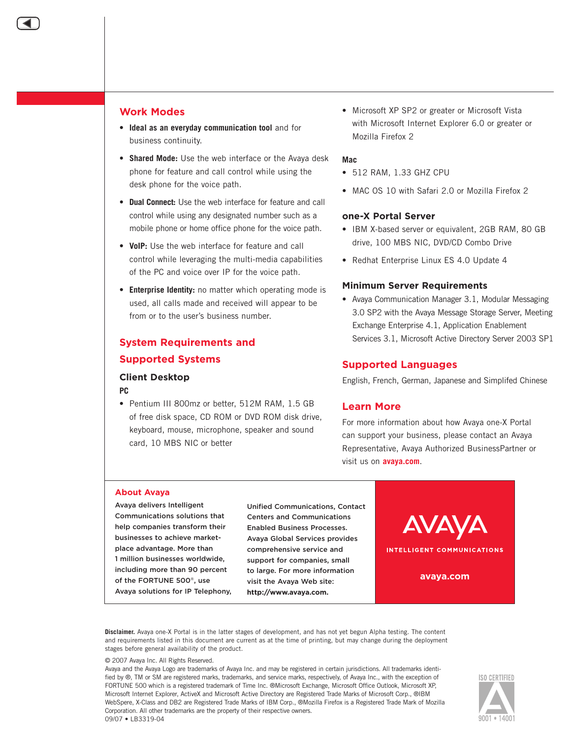## Work Modes

- **Ideal as an everyday communication tool** and for business continuity.
- **Shared Mode:** Use the web interface or the Avaya desk phone for feature and call control while using the desk phone for the voice path.
- **Dual Connect:** Use the web interface for feature and call control while using any designated number such as a mobile phone or home office phone for the voice path.
- **VoIP:** Use the web interface for feature and call control while leveraging the multi-media capabilities of the PC and voice over IP for the voice path.
- **Enterprise Identity:** no matter which operating mode is used, all calls made and received will appear to be from or to the user's business number.

## System Requirements and Supported Systems

### Client Desktop

**PC**

- Pentium III 800mz or better, 512M RAM, 1.5 GB of free disk space, CD ROM or DVD ROM disk drive, keyboard, mouse, microphone, speaker and sound card, 10 MBS NIC or better
- Microsoft XP SP2 or greater or Microsoft Vista with Microsoft Internet Explorer 6.0 or greater or Mozilla Firefox 2

**Mac**

- 512 RAM, 1.33 GHZ CPU
- MAC OS 10 with Safari 2.0 or Mozilla Firefox 2

### one-X Portal Server

- IBM X-based server or equivalent, 2GB RAM, 80 GB drive, 100 MBS NIC, DVD/CD Combo Drive
- Redhat Enterprise Linux ES 4.0 Update 4

### Minimum Server Requirements

- Avaya Communication Manager 3.1, Modular Messaging 3.0 SP2 with the Avaya Message Storage Server, Meeting Exchange Enterprise 4.1, Application Enablement Services 3.1, Microsoft Active Directory Server 2003 SP1

## Supported Languages

English, French, German, Japanese and Simplifed Chinese

## Learn More

For more information about how Avaya one-X Portal can support your business, please contact an Avaya Representative, Avaya Authorized BusinessPartner or visit us on **avaya.com**.

## About Avaya

Avaya delivers Intelligent Communications solutions that help companies transform their businesses to achieve market-place advantage. More than 1 million businesses worldwide, including more than 90 percent of the FORTUNE 500®, use Avaya solutions for IP Telephony, Unified Communications, Contact Centers and Communications Enabled Business Processes. Avaya Global Services provides comprehensive service and support for companies, small to large. For more information visit the Avaya Web site: http://www.avaya.com.

AVAYA

INTELLIGENT COMMUNICATIONS

avaya.com

**Disclaimer.** Avaya one-X Portal is in the latter stages of development, and has not yet begun Alpha testing. The content and requirements listed in this document are current as at the time of printing, but may change during the deployment stages before general availability of the product.

© 2007 Avaya Inc. All Rights Reserved.

Avaya and the Avaya Logo are trademarks of Avaya Inc. and may be registered in certain jurisdictions. All trademarks identified by ®, TM or SM are registered marks, trademarks, and service marks, respectively, of Avaya Inc., with the exception of FORTUNE 500 which is a registered trademark of Time Inc. ®Microsoft Exchange, Microsoft Office Outlook, Microsoft XP, Microsoft Internet Explorer, ActiveX and Microsoft Active Directory are Registered Trade Marks of Microsoft Corp., ®IBM WebSpere, X-Class and DB2 are Registered Trade Marks of IBM Corp., ®Mozilla Firefox is a Registered Trade Mark of Mozilla Corporation. All other trademarks are the property of their respective owners.

09/07 • LB3319-04

ISO CERTIFIED 9001 • 14001